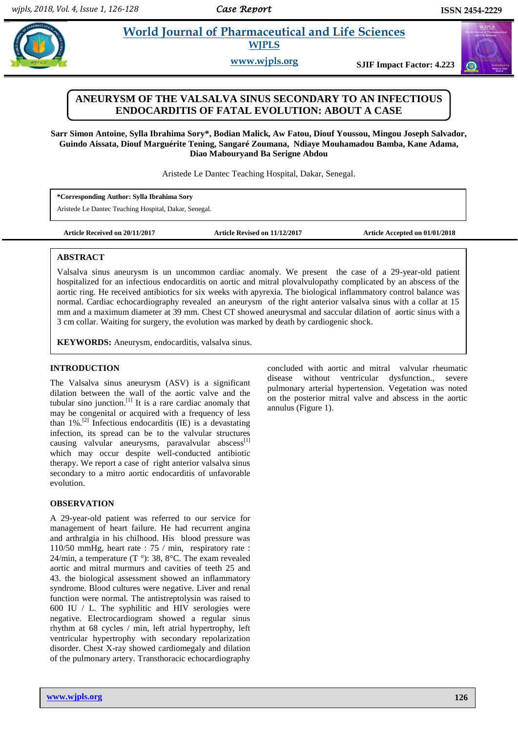# ANEURYSM OF THE VALSALVA SINUS SECONDARY TO AN INFECTIOUS ENDOCARDITIS OF FATAL EVOLUTION: ABOUT A CASE

**Sarr Simon Antoine, Sylla Ibrahima Sory*, Bodian Malick, Aw Fatou, Diouf Youssou, Mingou Joseph Salvador, Guindo Aissata, Diouf Marguérite Tening, Sangaré Zoumana, Ndiaye Mouhamadou Bamba, Kane Adama, Diao Mabouryand Ba Serigne Abdou**

Aristede Le Dantec Teaching Hospital, Dakar, Senegal.

**\*Corresponding Author: Sylla Ibrahima Sory**

Aristede Le Dantec Teaching Hospital, Dakar, Senegal.

**Article Received on 20/11/2017** | **Article Revised on 11/12/2017** | **Article Accepted on 01/01/2018**

## ABSTRACT

Valsalva sinus aneurysm is un uncommon cardiac anomaly. We present the case of a 29-year-old patient hospitalized for an infectious endocarditis on aortic and mitral plovalvulopathy complicated by an abscess of the aortic ring. He received antibiotics for six weeks with apyrexia. The biological inflammatory control balance was normal. Cardiac echocardiography revealed an aneurysm of the right anterior valsalva sinus with a collar at 15 mm and a maximum diameter at 39 mm. Chest CT showed aneurysmal and saccular dilation of aortic sinus with a 3 cm collar. Waiting for surgery, the evolution was marked by death by cardiogenic shock.

**KEYWORDS:** Aneurysm, endocarditis, valsalva sinus.

## INTRODUCTION

The Valsalva sinus aneurysm (ASV) is a significant dilation between the wall of the aortic valve and the tubular sino junction.[1] It is a rare cardiac anomaly that may be congenital or acquired with a frequency of less than 1%.[2] Infectious endocarditis (IE) is a devastating infection, its spread can be to the valvular structures causing valvular aneurysms, paravalvular abscess[1] which may occur despite well-conducted antibiotic therapy. We report a case of right anterior valsalva sinus secondary to a mitro aortic endocarditis of unfavorable evolution.

## OBSERVATION

A 29-year-old patient was referred to our service for management of heart failure. He had recurrent angina and arthralgia in his chilhood. His blood pressure was 110/50 mmHg, heart rate : 75 / min, respiratory rate : 24/min, a temperature (T °): 38, 8°C. The exam revealed aortic and mitral murmurs and cavities of teeth 25 and 43. the biological assessment showed an inflammatory syndrome. Blood cultures were negative. Liver and renal function were normal. The antistreptolysin was raised to 600 IU / L. The syphilitic and HIV serologies were negative. Electrocardiogram showed a regular sinus rhythm at 68 cycles / min, left atrial hypertrophy, left ventricular hypertrophy with secondary repolarization disorder. Chest X-ray showed cardiomegaly and dilation of the pulmonary artery. Transthoracic echocardiography concluded with aortic and mitral valvular rheumatic disease without ventricular dysfunction., severe pulmonary arterial hypertension. Vegetation was noted on the posterior mitral valve and abscess in the aortic annulus (Figure 1).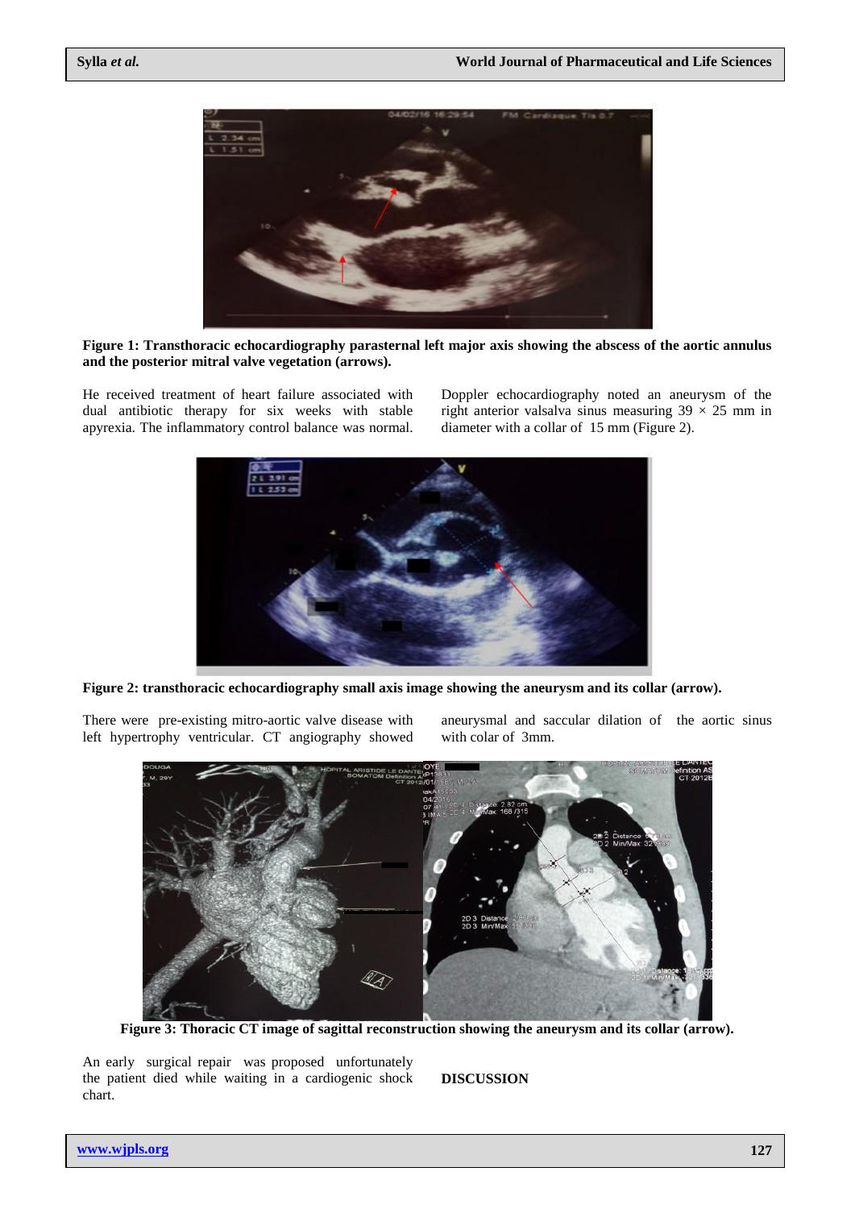**Figure 1: Transthoracic echocardiography parasternal left major axis showing the abscess of the aortic annulus and the posterior mitral valve vegetation (arrows).**

He received treatment of heart failure associated with dual antibiotic therapy for six weeks with stable apyrexia. The inflammatory control balance was normal. Doppler echocardiography noted an aneurysm of the right anterior valsalva sinus measuring 39 × 25 mm in diameter with a collar of 15 mm (Figure 2).

**Figure 2: transthoracic echocardiography small axis image showing the aneurysm and its collar (arrow).**

There were pre-existing mitro-aortic valve disease with left hypertrophy ventricular. CT angiography showed aneurysmal and saccular dilation of the aortic sinus with colar of 3mm.

**Figure 3: Thoracic CT image of sagittal reconstruction showing the aneurysm and its collar (arrow).**

An early surgical repair was proposed unfortunately the patient died while waiting in a cardiogenic shock chart.

## DISCUSSION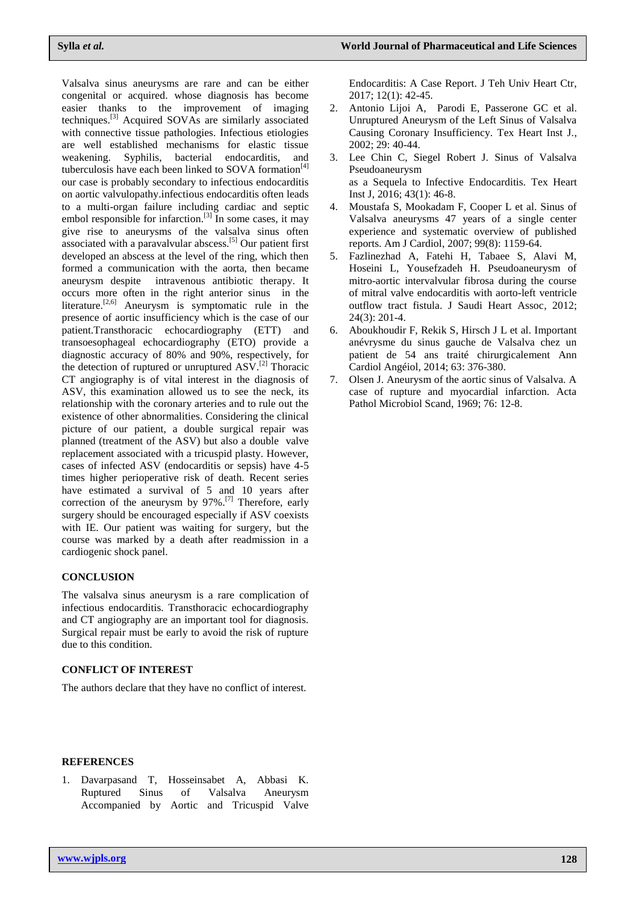Valsalva sinus aneurysms are rare and can be either congenital or acquired. whose diagnosis has become easier thanks to the improvement of imaging techniques.[3] Acquired SOVAs are similarly associated with connective tissue pathologies. Infectious etiologies are well established mechanisms for elastic tissue weakening. Syphilis, bacterial endocarditis, and tuberculosis have each been linked to SOVA formation[4] our case is probably secondary to infectious endocarditis on aortic valvulopathy.infectious endocarditis often leads to a multi-organ failure including cardiac and septic embol responsible for infarction.[3] In some cases, it may give rise to aneurysms of the valsalva sinus often associated with a paravalvular abscess.[5] Our patient first developed an abscess at the level of the ring, which then formed a communication with the aorta, then became aneurysm despite intravenous antibiotic therapy. It occurs more often in the right anterior sinus in the literature.[2,6] Aneurysm is symptomatic rule in the presence of aortic insufficiency which is the case of our patient.Transthoracic echocardiography (ETT) and transoesophageal echocardiography (ETO) provide a diagnostic accuracy of 80% and 90%, respectively, for the detection of ruptured or unruptured ASV.[2] Thoracic CT angiography is of vital interest in the diagnosis of ASV, this examination allowed us to see the neck, its relationship with the coronary arteries and to rule out the existence of other abnormalities. Considering the clinical picture of our patient, a double surgical repair was planned (treatment of the ASV) but also a double valve replacement associated with a tricuspid plasty. However, cases of infected ASV (endocarditis or sepsis) have 4-5 times higher perioperative risk of death. Recent series have estimated a survival of 5 and 10 years after correction of the aneurysm by 97%.[7] Therefore, early surgery should be encouraged especially if ASV coexists with IE. Our patient was waiting for surgery, but the course was marked by a death after readmission in a cardiogenic shock panel.

## CONCLUSION

The valsalva sinus aneurysm is a rare complication of infectious endocarditis. Transthoracic echocardiography and CT angiography are an important tool for diagnosis. Surgical repair must be early to avoid the risk of rupture due to this condition.

## CONFLICT OF INTEREST

The authors declare that they have no conflict of interest.

## REFERENCES

1. Davarpasand T, Hosseinsabet A, Abbasi K. Ruptured Sinus of Valsalva Aneurysm Accompanied by Aortic and Tricuspid Valve Endocarditis: A Case Report. J Teh Univ Heart Ctr, 2017; 12(1): 42-45.
2. Antonio Lijoi A, Parodi E, Passerone GC et al. Unruptured Aneurysm of the Left Sinus of Valsalva Causing Coronary Insufficiency. Tex Heart Inst J., 2002; 29: 40-44.
3. Lee Chin C, Siegel Robert J. Sinus of Valsalva Pseudoaneurysm as a Sequela to Infective Endocarditis. Tex Heart Inst J, 2016; 43(1): 46-8.
4. Moustafa S, Mookadam F, Cooper L et al. Sinus of Valsalva aneurysms 47 years of a single center experience and systematic overview of published reports. Am J Cardiol, 2007; 99(8): 1159-64.
5. Fazlinezhad A, Fatehi H, Tabaee S, Alavi M, Hoseini L, Yousefzadeh H. Pseudoaneurysm of mitro-aortic intervalvular fibrosa during the course of mitral valve endocarditis with aorto-left ventricle outflow tract fistula. J Saudi Heart Assoc, 2012; 24(3): 201-4.
6. Aboukhoudir F, Rekik S, Hirsch J L et al. Important anévrysme du sinus gauche de Valsalva chez un patient de 54 ans traité chirurgicalement Ann Cardiol Angéiol, 2014; 63: 376-380.
7. Olsen J. Aneurysm of the aortic sinus of Valsalva. A case of rupture and myocardial infarction. Acta Pathol Microbiol Scand, 1969; 76: 12-8.